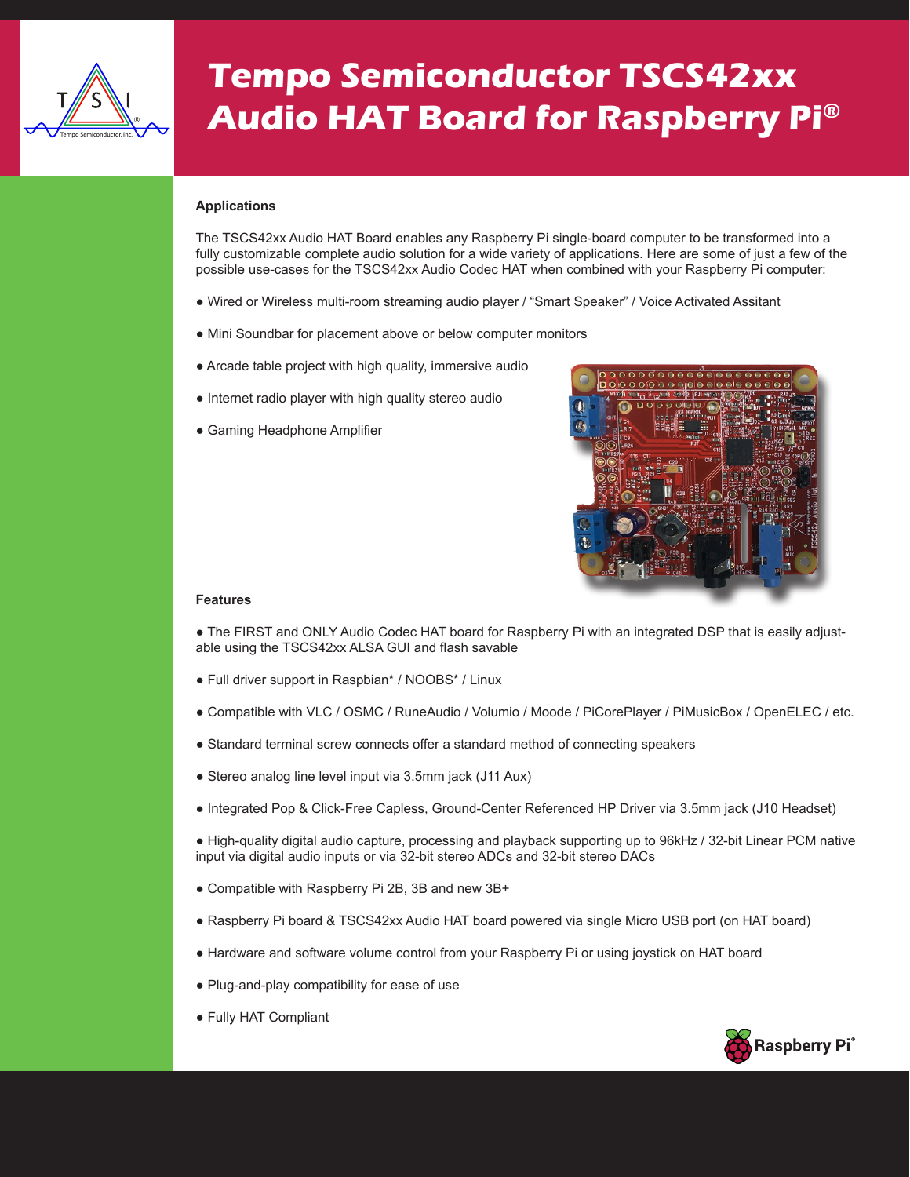# Tempo Semiconductor TSCS42xx Audio HAT Board for Raspberry Pi®

## Applications

The TSCS42xx Audio HAT Board enables any Raspberry Pi single-board computer to be transformed into a fully customizable complete audio solution for a wide variety of applications. Here are some of just a few of the possible use-cases for the TSCS42xx Audio Codec HAT when combined with your Raspberry Pi computer:

- Wired or Wireless multi-room streaming audio player / “Smart Speaker” / Voice Activated Assitant
- Mini Soundbar for placement above or below computer monitors
- Arcade table project with high quality, immersive audio
- Internet radio player with high quality stereo audio
- Gaming Headphone Amplifier

## Features

- The FIRST and ONLY Audio Codec HAT board for Raspberry Pi with an integrated DSP that is easily adjustable using the TSCS42xx ALSA GUI and flash savable
- Full driver support in Raspbian* / NOOBS* / Linux
- Compatible with VLC / OSMC / RuneAudio / Volumio / Moode / PiCorePlayer / PiMusicBox / OpenELEC / etc.
- Standard terminal screw connects offer a standard method of connecting speakers
- Stereo analog line level input via 3.5mm jack (J11 Aux)
- Integrated Pop & Click-Free Capless, Ground-Center Referenced HP Driver via 3.5mm jack (J10 Headset)
- High-quality digital audio capture, processing and playback supporting up to 96kHz / 32-bit Linear PCM native input via digital audio inputs or via 32-bit stereo ADCs and 32-bit stereo DACs
- Compatible with Raspberry Pi 2B, 3B and new 3B+
- Raspberry Pi board & TSCS42xx Audio HAT board powered via single Micro USB port (on HAT board)
- Hardware and software volume control from your Raspberry Pi or using joystick on HAT board
- Plug-and-play compatibility for ease of use
- Fully HAT Compliant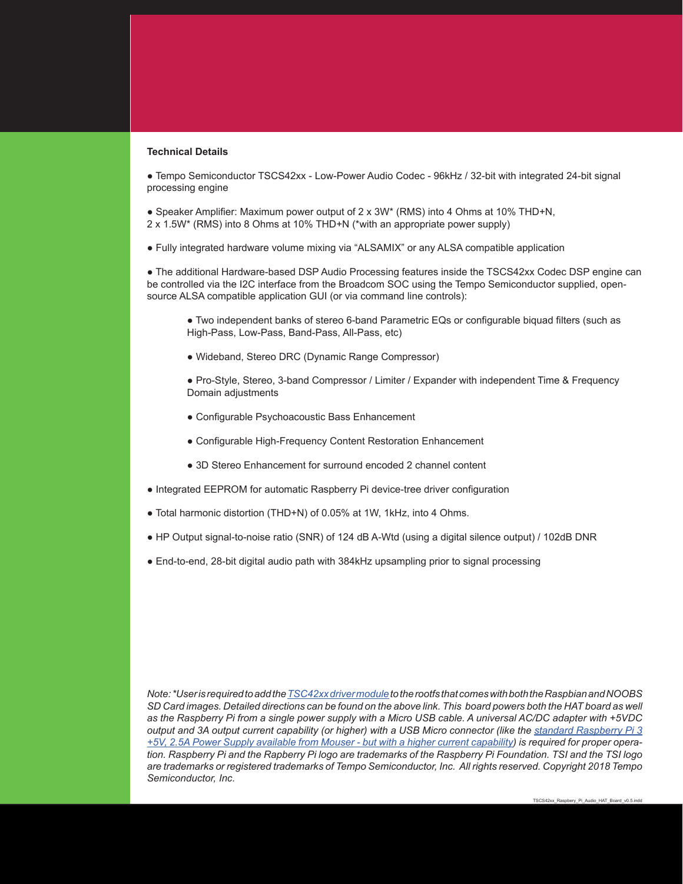**Technical Details**

- Tempo Semiconductor TSCS42xx - Low-Power Audio Codec - 96kHz / 32-bit with integrated 24-bit signal processing engine

- Speaker Amplifier: Maximum power output of 2 x 3W* (RMS) into 4 Ohms at 10% THD+N, 2 x 1.5W* (RMS) into 8 Ohms at 10% THD+N (*with an appropriate power supply)

- Fully integrated hardware volume mixing via “ALSAMIX” or any ALSA compatible application

- The additional Hardware-based DSP Audio Processing features inside the TSCS42xx Codec DSP engine can be controlled via the I2C interface from the Broadcom SOC using the Tempo Semiconductor supplied, open-source ALSA compatible application GUI (or via command line controls):

  - Two independent banks of stereo 6-band Parametric EQs or configurable biquad filters (such as High-Pass, Low-Pass, Band-Pass, All-Pass, etc)

  - Wideband, Stereo DRC (Dynamic Range Compressor)

  - Pro-Style, Stereo, 3-band Compressor / Limiter / Expander with independent Time & Frequency Domain adjustments

  - Configurable Psychoacoustic Bass Enhancement

  - Configurable High-Frequency Content Restoration Enhancement

  - 3D Stereo Enhancement for surround encoded 2 channel content

- Integrated EEPROM for automatic Raspberry Pi device-tree driver configuration

- Total harmonic distortion (THD+N) of 0.05% at 1W, 1kHz, into 4 Ohms.

- HP Output signal-to-noise ratio (SNR) of 124 dB A-Wtd (using a digital silence output) / 102dB DNR

- End-to-end, 28-bit digital audio path with 384kHz upsampling prior to signal processing

*Note: *User is required to add the TSC42xx driver module to the rootfs that comes with both the Raspbian and NOOBS SD Card images. Detailed directions can be found on the above link. This board powers both the HAT board as well as the Raspberry Pi from a single power supply with a Micro USB cable. A universal AC/DC adapter with +5VDC output and 3A output current capability (or higher) with a USB Micro connector (like the standard Raspberry Pi 3 +5V, 2.5A Power Supply available from Mouser - but with a higher current capability) is required for proper operation. Raspberry Pi and the Rapberry Pi logo are trademarks of the Raspberry Pi Foundation. TSI and the TSI logo are trademarks or registered trademarks of Tempo Semiconductor, Inc. All rights reserved. Copyright 2018 Tempo Semiconductor, Inc.*

TSCS42xx_Raspbery_Pi_Audio_HAT_Board_v0.5.indd